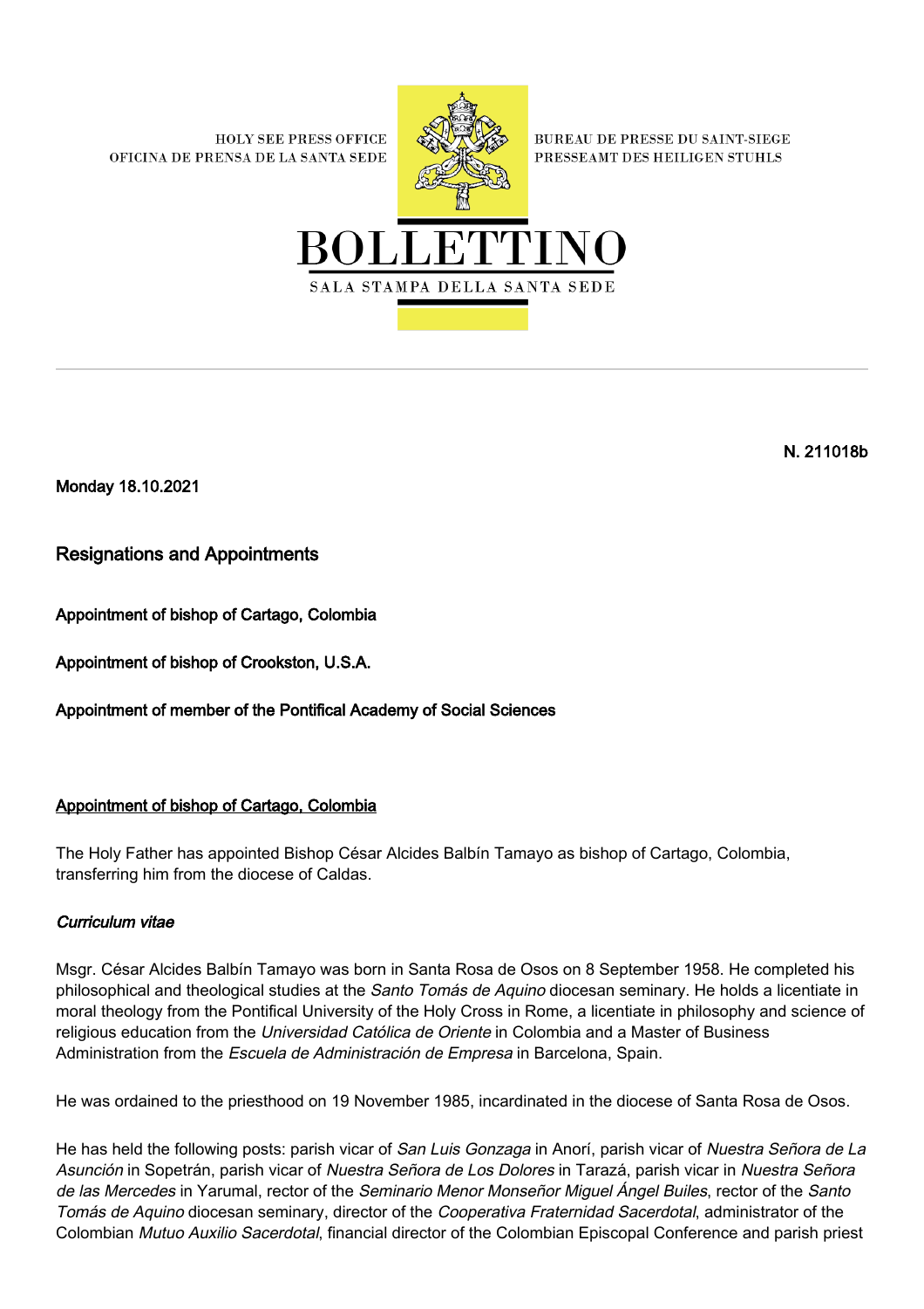HOLY SEE PRESS OFFICE
OFICINA DE PRENSA DE LA SANTA SEDE

BUREAU DE PRESSE DU SAINT-SIEGE
PRESSEAMT DES HEILIGEN STUHLS

# BOLLETTINO

SALA STAMPA DELLA SANTA SEDE

**N. 211018b**

**Monday 18.10.2021**

## Resignations and Appointments

**Appointment of bishop of Cartago, Colombia**

**Appointment of bishop of Crookston, U.S.A.**

**Appointment of member of the Pontifical Academy of Social Sciences**

### Appointment of bishop of Cartago, Colombia

The Holy Father has appointed Bishop César Alcides Balbín Tamayo as bishop of Cartago, Colombia, transferring him from the diocese of Caldas.

#### *Curriculum vitae*

Msgr. César Alcides Balbín Tamayo was born in Santa Rosa de Osos on 8 September 1958. He completed his philosophical and theological studies at the *Santo Tomás de Aquino* diocesan seminary. He holds a licentiate in moral theology from the Pontifical University of the Holy Cross in Rome, a licentiate in philosophy and science of religious education from the *Universidad Católica de Oriente* in Colombia and a Master of Business Administration from the *Escuela de Administración de Empresa* in Barcelona, Spain.

He was ordained to the priesthood on 19 November 1985, incardinated in the diocese of Santa Rosa de Osos.

He has held the following posts: parish vicar of *San Luis Gonzaga* in Anorí, parish vicar of *Nuestra Señora de La Asunción* in Sopetrán, parish vicar of *Nuestra Señora de Los Dolores* in Tarazá, parish vicar in *Nuestra Señora de las Mercedes* in Yarumal, rector of the *Seminario Menor Monseñor Miguel Ángel Builes*, rector of the *Santo Tomás de Aquino* diocesan seminary, director of the *Cooperativa Fraternidad Sacerdotal*, administrator of the Colombian *Mutuo Auxilio Sacerdotal*, financial director of the Colombian Episcopal Conference and parish priest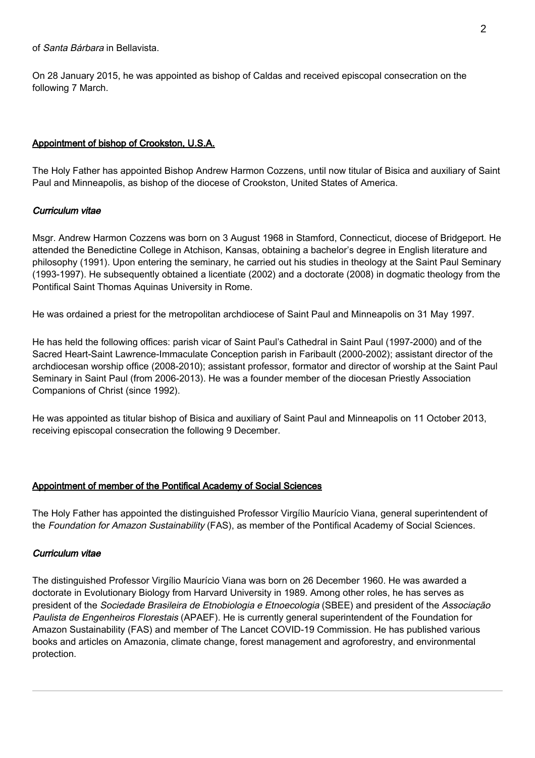of *Santa Bárbara* in Bellavista.

On 28 January 2015, he was appointed as bishop of Caldas and received episcopal consecration on the following 7 March.

## Appointment of bishop of Crookston, U.S.A.

The Holy Father has appointed Bishop Andrew Harmon Cozzens, until now titular of Bisica and auxiliary of Saint Paul and Minneapolis, as bishop of the diocese of Crookston, United States of America.

### *Curriculum vitae*

Msgr. Andrew Harmon Cozzens was born on 3 August 1968 in Stamford, Connecticut, diocese of Bridgeport. He attended the Benedictine College in Atchison, Kansas, obtaining a bachelor's degree in English literature and philosophy (1991). Upon entering the seminary, he carried out his studies in theology at the Saint Paul Seminary (1993-1997). He subsequently obtained a licentiate (2002) and a doctorate (2008) in dogmatic theology from the Pontifical Saint Thomas Aquinas University in Rome.

He was ordained a priest for the metropolitan archdiocese of Saint Paul and Minneapolis on 31 May 1997.

He has held the following offices: parish vicar of Saint Paul's Cathedral in Saint Paul (1997-2000) and of the Sacred Heart-Saint Lawrence-Immaculate Conception parish in Faribault (2000-2002); assistant director of the archdiocesan worship office (2008-2010); assistant professor, formator and director of worship at the Saint Paul Seminary in Saint Paul (from 2006-2013). He was a founder member of the diocesan Priestly Association Companions of Christ (since 1992).

He was appointed as titular bishop of Bisica and auxiliary of Saint Paul and Minneapolis on 11 October 2013, receiving episcopal consecration the following 9 December.

## Appointment of member of the Pontifical Academy of Social Sciences

The Holy Father has appointed the distinguished Professor Virgílio Maurício Viana, general superintendent of the *Foundation for Amazon Sustainability* (FAS), as member of the Pontifical Academy of Social Sciences.

### *Curriculum vitae*

The distinguished Professor Virgílio Maurício Viana was born on 26 December 1960. He was awarded a doctorate in Evolutionary Biology from Harvard University in 1989. Among other roles, he has serves as president of the *Sociedade Brasileira de Etnobiologia e Etnoecologia* (SBEE) and president of the *Associação Paulista de Engenheiros Florestais* (APAEF). He is currently general superintendent of the Foundation for Amazon Sustainability (FAS) and member of The Lancet COVID-19 Commission. He has published various books and articles on Amazonia, climate change, forest management and agroforestry, and environmental protection.